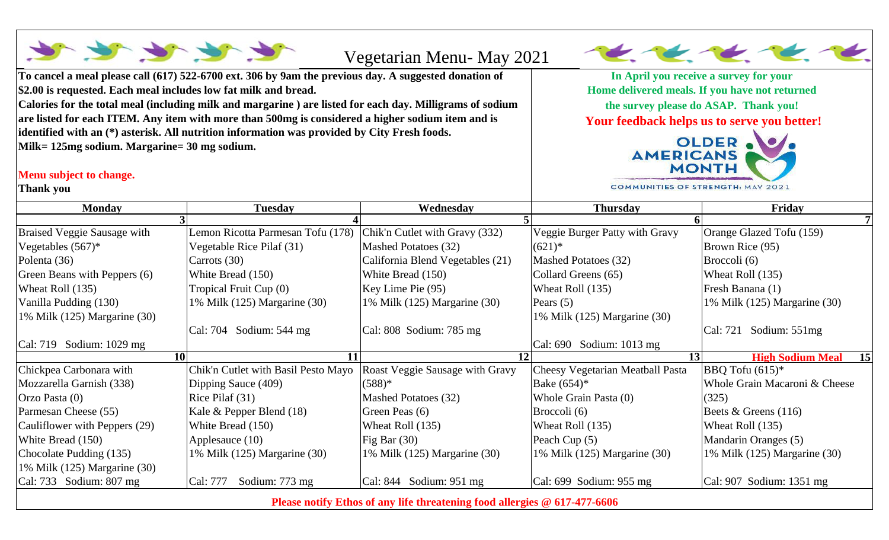# Vegetarian Menu- May 2021

**To cancel a meal please call (617) 522-6700 ext. 306 by 9am the previous day. A suggested donation of $2.00 is requested. Each meal includes low fat milk and bread.**
**Calories for the total meal (including milk and margarine ) are listed for each day. Milligrams of sodium are listed for each ITEM. Any item with more than 500mg is considered a higher sodium item and is identified with an (*) asterisk. All nutrition information was provided by City Fresh foods.**
**Milk= 125mg sodium. Margarine= 30 mg sodium.**

**Menu subject to change.**
**Thank you**

**In April you receive a survey for your Home delivered meals. If you have not returned the survey please do ASAP. Thank you!**
**Your feedback helps us to serve you better!**

OLDER AMERICANS MONTH
COMMUNITIES OF STRENGTH: MAY 2021

| Monday | Tuesday | Wednesday | Thursday | Friday |
|---|---|---|---|---|
| 3 | 4 | 5 | 6 | 7 |
| Braised Veggie Sausage with Vegetables (567)*<br>Polenta (36)<br>Green Beans with Peppers (6)<br>Wheat Roll (135)<br>Vanilla Pudding (130)<br>1% Milk (125) Margarine (30)<br>Cal: 719 Sodium: 1029 mg | Lemon Ricotta Parmesan Tofu (178)<br>Vegetable Rice Pilaf (31)<br>Carrots (30)<br>White Bread (150)<br>Tropical Fruit Cup (0)<br>1% Milk (125) Margarine (30)<br>Cal: 704 Sodium: 544 mg | Chik'n Cutlet with Gravy (332)<br>Mashed Potatoes (32)<br>California Blend Vegetables (21)<br>White Bread (150)<br>Key Lime Pie (95)<br>1% Milk (125) Margarine (30)<br>Cal: 808 Sodium: 785 mg | Veggie Burger Patty with Gravy (621)*<br>Mashed Potatoes (32)<br>Collard Greens (65)<br>Wheat Roll (135)<br>Pears (5)<br>1% Milk (125) Margarine (30)<br>Cal: 690 Sodium: 1013 mg | Orange Glazed Tofu (159)<br>Brown Rice (95)<br>Broccoli (6)<br>Wheat Roll (135)<br>Fresh Banana (1)<br>1% Milk (125) Margarine (30)<br>Cal: 721 Sodium: 551mg |
| 10 | 11 | 12 | 13 | **High Sodium Meal** 15 |
| Chickpea Carbonara with Mozzarella Garnish (338)<br>Orzo Pasta (0)<br>Parmesan Cheese (55)<br>Cauliflower with Peppers (29)<br>White Bread (150)<br>Chocolate Pudding (135)<br>1% Milk (125) Margarine (30)<br>Cal: 733 Sodium: 807 mg | Chik'n Cutlet with Basil Pesto Mayo Dipping Sauce (409)<br>Rice Pilaf (31)<br>Kale & Pepper Blend (18)<br>White Bread (150)<br>Applesauce (10)<br>1% Milk (125) Margarine (30)<br>Cal: 777 Sodium: 773 mg | Roast Veggie Sausage with Gravy (588)*<br>Mashed Potatoes (32)<br>Green Peas (6)<br>Wheat Roll (135)<br>Fig Bar (30)<br>1% Milk (125) Margarine (30)<br>Cal: 844 Sodium: 951 mg | Cheesy Vegetarian Meatball Pasta Bake (654)*<br>Whole Grain Pasta (0)<br>Broccoli (6)<br>Wheat Roll (135)<br>Peach Cup (5)<br>1% Milk (125) Margarine (30)<br>Cal: 699 Sodium: 955 mg | BBQ Tofu (615)*<br>Whole Grain Macaroni & Cheese (325)<br>Beets & Greens (116)<br>Wheat Roll (135)<br>Mandarin Oranges (5)<br>1% Milk (125) Margarine (30)<br>Cal: 907 Sodium: 1351 mg |

**Please notify Ethos of any life threatening food allergies @ 617-477-6606**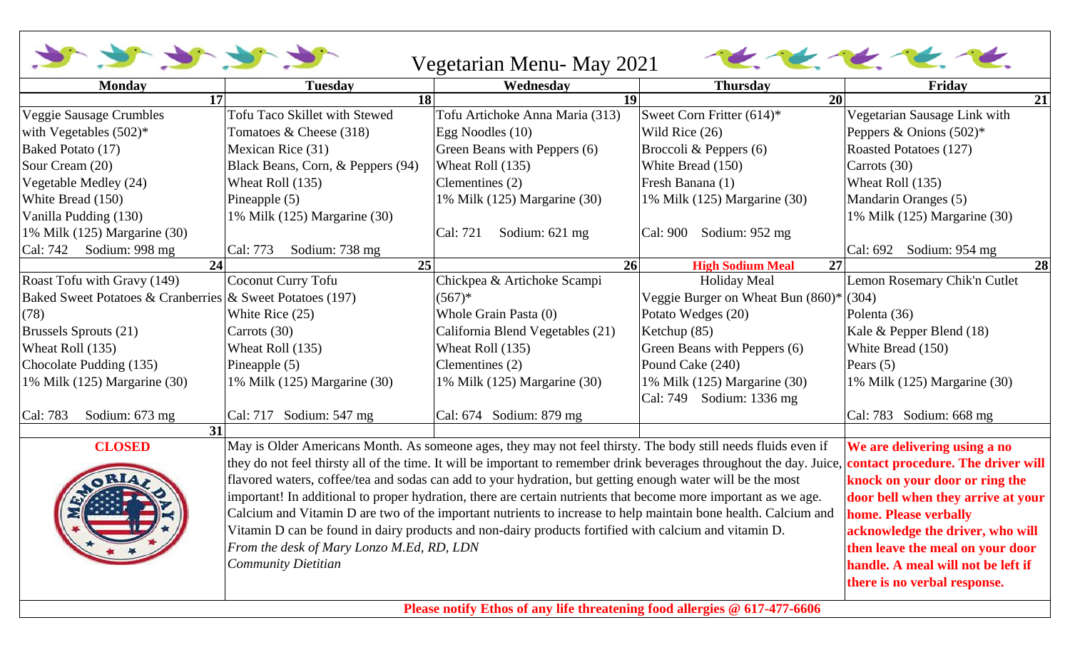# Vegetarian Menu- May 2021

| Monday | Tuesday | Wednesday | Thursday | Friday |
|---|---|---|---|---|
| 17 | 18 | 19 | 20 | 21 |
| Veggie Sausage Crumbles with Vegetables (502)*<br>Baked Potato (17)<br>Sour Cream (20)<br>Vegetable Medley (24)<br>White Bread (150)<br>Vanilla Pudding (130)<br>1% Milk (125) Margarine (30)<br>Cal: 742 Sodium: 998 mg | Tofu Taco Skillet with Stewed Tomatoes & Cheese (318)<br>Mexican Rice (31)<br>Black Beans, Corn, & Peppers (94)<br>Wheat Roll (135)<br>Pineapple (5)<br>1% Milk (125) Margarine (30)<br>Cal: 773 Sodium: 738 mg | Tofu Artichoke Anna Maria (313)<br>Egg Noodles (10)<br>Green Beans with Peppers (6)<br>Wheat Roll (135)<br>Clementines (2)<br>1% Milk (125) Margarine (30)<br>Cal: 721 Sodium: 621 mg | Sweet Corn Fritter (614)*<br>Wild Rice (26)<br>Broccoli & Peppers (6)<br>White Bread (150)<br>Fresh Banana (1)<br>1% Milk (125) Margarine (30)<br>Cal: 900 Sodium: 952 mg | Vegetarian Sausage Link with Peppers & Onions (502)*<br>Roasted Potatoes (127)<br>Carrots (30)<br>Wheat Roll (135)<br>Mandarin Oranges (5)<br>1% Milk (125) Margarine (30)<br>Cal: 692 Sodium: 954 mg |
| 24 | 25 | 26 | **High Sodium Meal** 27 | 28 |
| Roast Tofu with Gravy (149)<br>Baked Sweet Potatoes & Cranberries (78)<br>Brussels Sprouts (21)<br>Wheat Roll (135)<br>Chocolate Pudding (135)<br>1% Milk (125) Margarine (30)<br>Cal: 783 Sodium: 673 mg | Coconut Curry Tofu & Sweet Potatoes (197)<br>White Rice (25)<br>Carrots (30)<br>Wheat Roll (135)<br>Pineapple (5)<br>1% Milk (125) Margarine (30)<br>Cal: 717 Sodium: 547 mg | Chickpea & Artichoke Scampi (567)*<br>Whole Grain Pasta (0)<br>California Blend Vegetables (21)<br>Wheat Roll (135)<br>Clementines (2)<br>1% Milk (125) Margarine (30)<br>Cal: 674 Sodium: 879 mg | Holiday Meal<br>Veggie Burger on Wheat Bun (860)*<br>Potato Wedges (20)<br>Ketchup (85)<br>Green Beans with Peppers (6)<br>Pound Cake (240)<br>1% Milk (125) Margarine (30)<br>Cal: 749 Sodium: 1336 mg | Lemon Rosemary Chik'n Cutlet (304)<br>Polenta (36)<br>Kale & Pepper Blend (18)<br>White Bread (150)<br>Pears (5)<br>1% Milk (125) Margarine (30)<br>Cal: 783 Sodium: 668 mg |
| 31 | | | | |
| **CLOSED**<br>MEMORIAL DAY | May is Older Americans Month. As someone ages, they may not feel thirsty. The body still needs fluids even if they do not feel thirsty all of the time. It will be important to remember drink beverages throughout the day. Juice, flavored waters, coffee/tea and sodas can add to your hydration, but getting enough water will be the most important! In additional to proper hydration, there are certain nutrients that become more important as we age. Calcium and Vitamin D are two of the important nutrients to increase to help maintain bone health. Calcium and Vitamin D can be found in dairy products and non-dairy products fortified with calcium and vitamin D.<br>*From the desk of Mary Lonzo M.Ed, RD, LDN*<br>*Community Dietitian* | | | **We are delivering using a no contact procedure. The driver will knock on your door or ring the door bell when they arrive at your home. Please verbally acknowledge the driver, who will then leave the meal on your door handle. A meal will not be left if there is no verbal response.** |

**Please notify Ethos of any life threatening food allergies @ 617-477-6606**